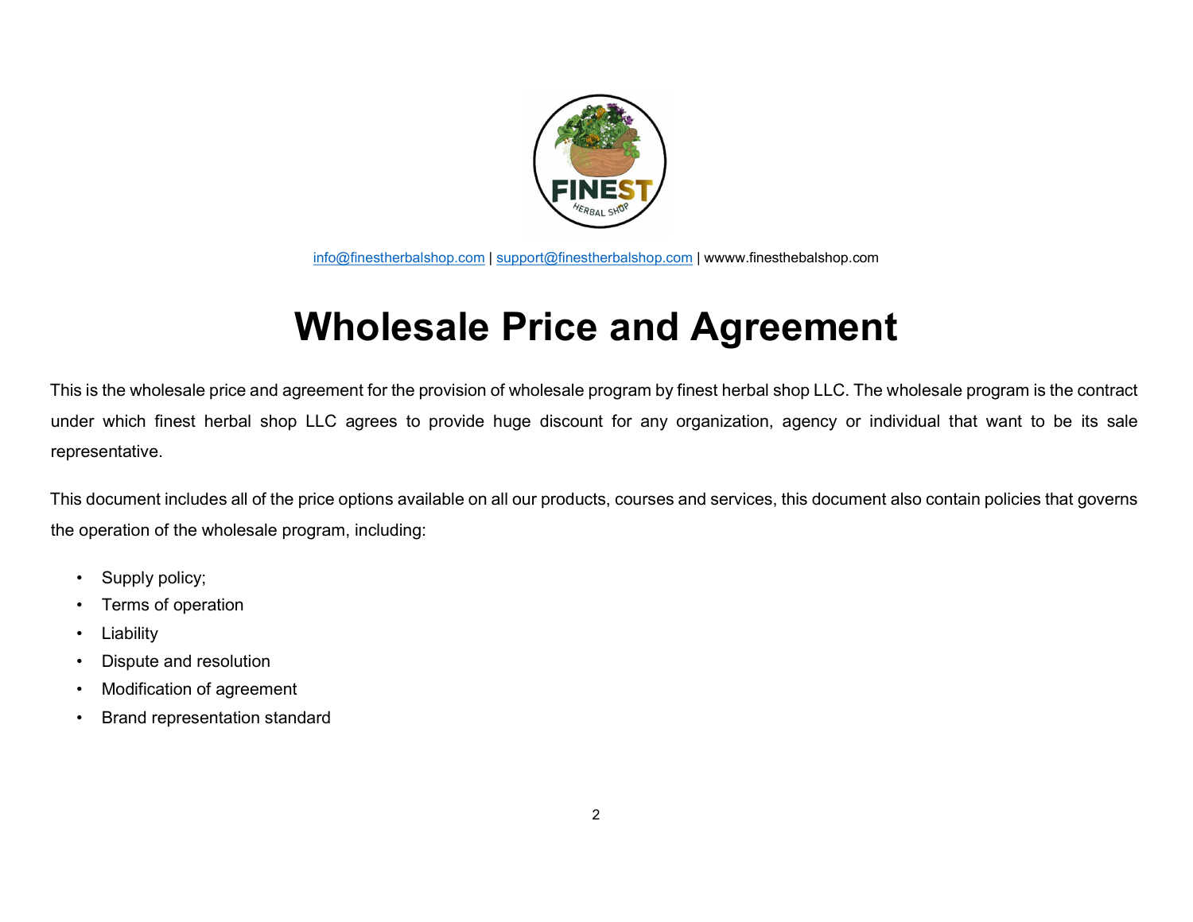info@finestherbalshop.com | support@finestherbalshop.com | wwww.finesthebalshop.com

# Wholesale Price and Agreement

This is the wholesale price and agreement for the provision of wholesale program by finest herbal shop LLC. The wholesale program is the contract under which finest herbal shop LLC agrees to provide huge discount for any organization, agency or individual that want to be its sale representative.

This document includes all of the price options available on all our products, courses and services, this document also contain policies that governs the operation of the wholesale program, including:

- Supply policy;
- Terms of operation
- Liability
- Dispute and resolution
- Modification of agreement
- Brand representation standard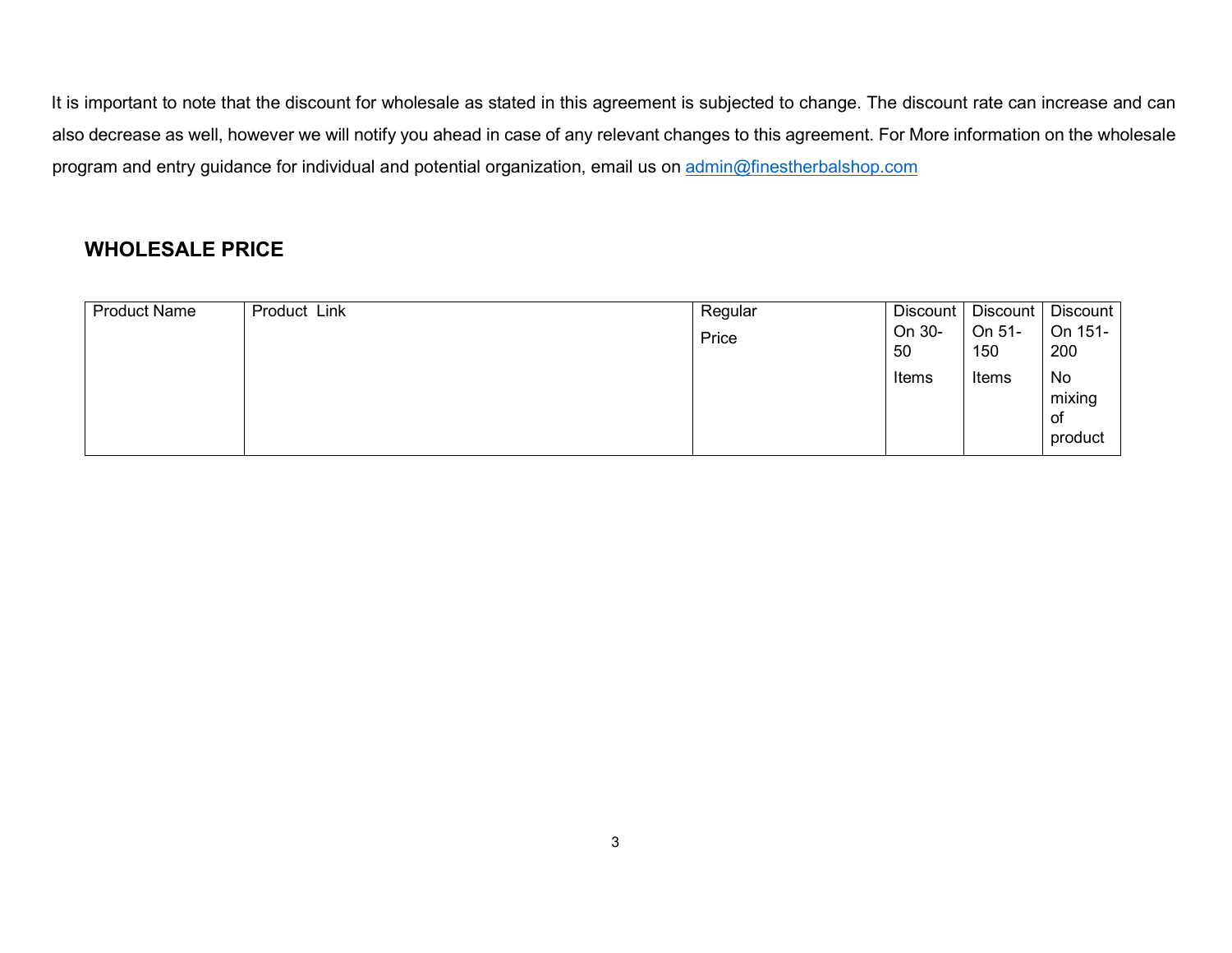It is important to note that the discount for wholesale as stated in this agreement is subjected to change. The discount rate can increase and can also decrease as well, however we will notify you ahead in case of any relevant changes to this agreement. For More information on the wholesale program and entry guidance for individual and potential organization, email us on admin@finestherbalshop.com

## WHOLESALE PRICE

| Product Name | Product Link | Regular Price | Discount On 30-50 Items | Discount On 51-150 Items | Discount On 151-200 No mixing of product |
|---|---|---|---|---|---|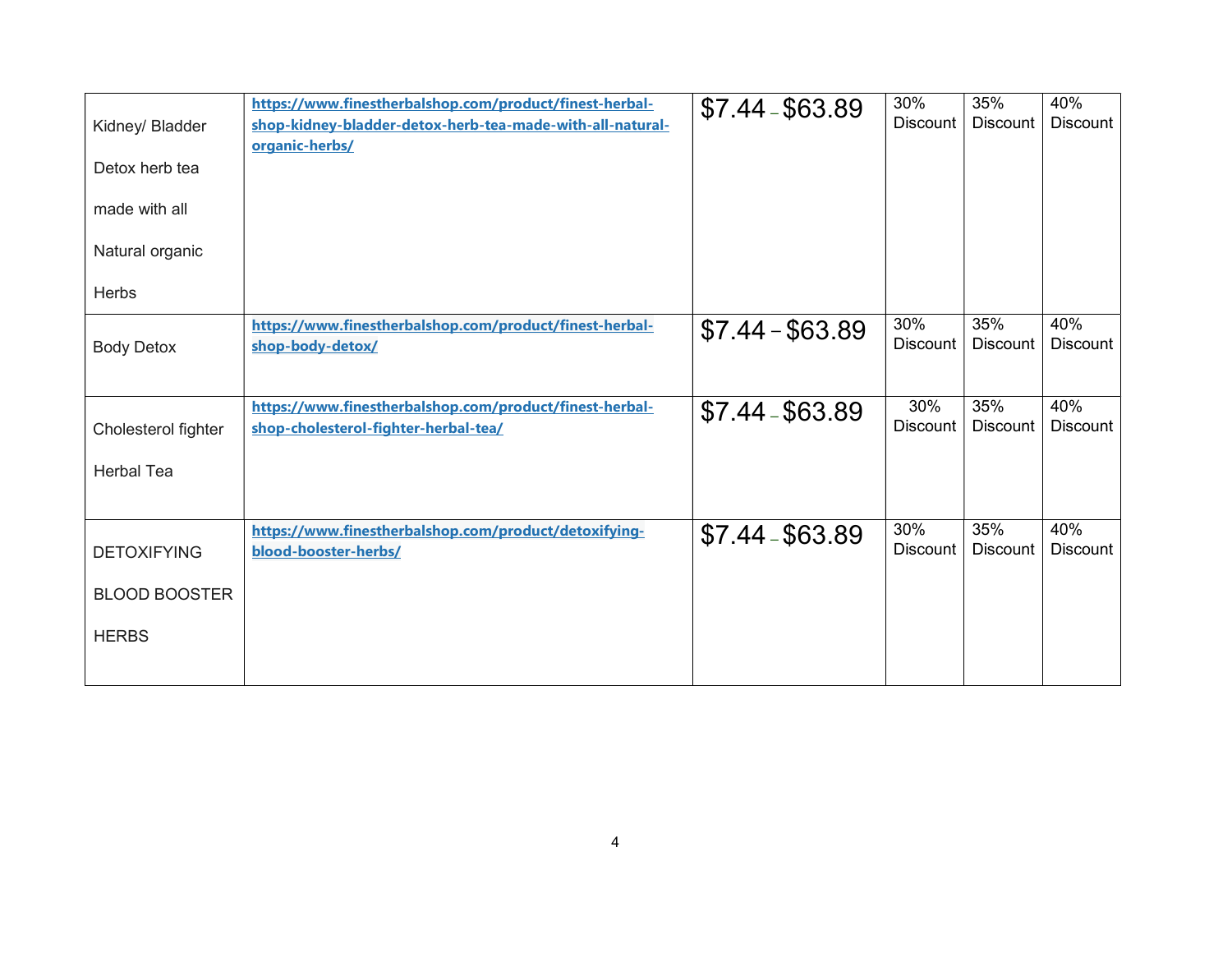| | | | | | |
|---|---|---|---|---|---|
| Kidney/ Bladder Detox herb tea made with all Natural organic Herbs | https://www.finestherbalshop.com/product/finest-herbal-shop-kidney-bladder-detox-herb-tea-made-with-all-natural-organic-herbs/ | $7.44 – $63.89 | 30% Discount | 35% Discount | 40% Discount |
| Body Detox | https://www.finestherbalshop.com/product/finest-herbal-shop-body-detox/ | $7.44 – $63.89 | 30% Discount | 35% Discount | 40% Discount |
| Cholesterol fighter Herbal Tea | https://www.finestherbalshop.com/product/finest-herbal-shop-cholesterol-fighter-herbal-tea/ | $7.44 – $63.89 | 30% Discount | 35% Discount | 40% Discount |
| DETOXIFYING BLOOD BOOSTER HERBS | https://www.finestherbalshop.com/product/detoxifying-blood-booster-herbs/ | $7.44 – $63.89 | 30% Discount | 35% Discount | 40% Discount |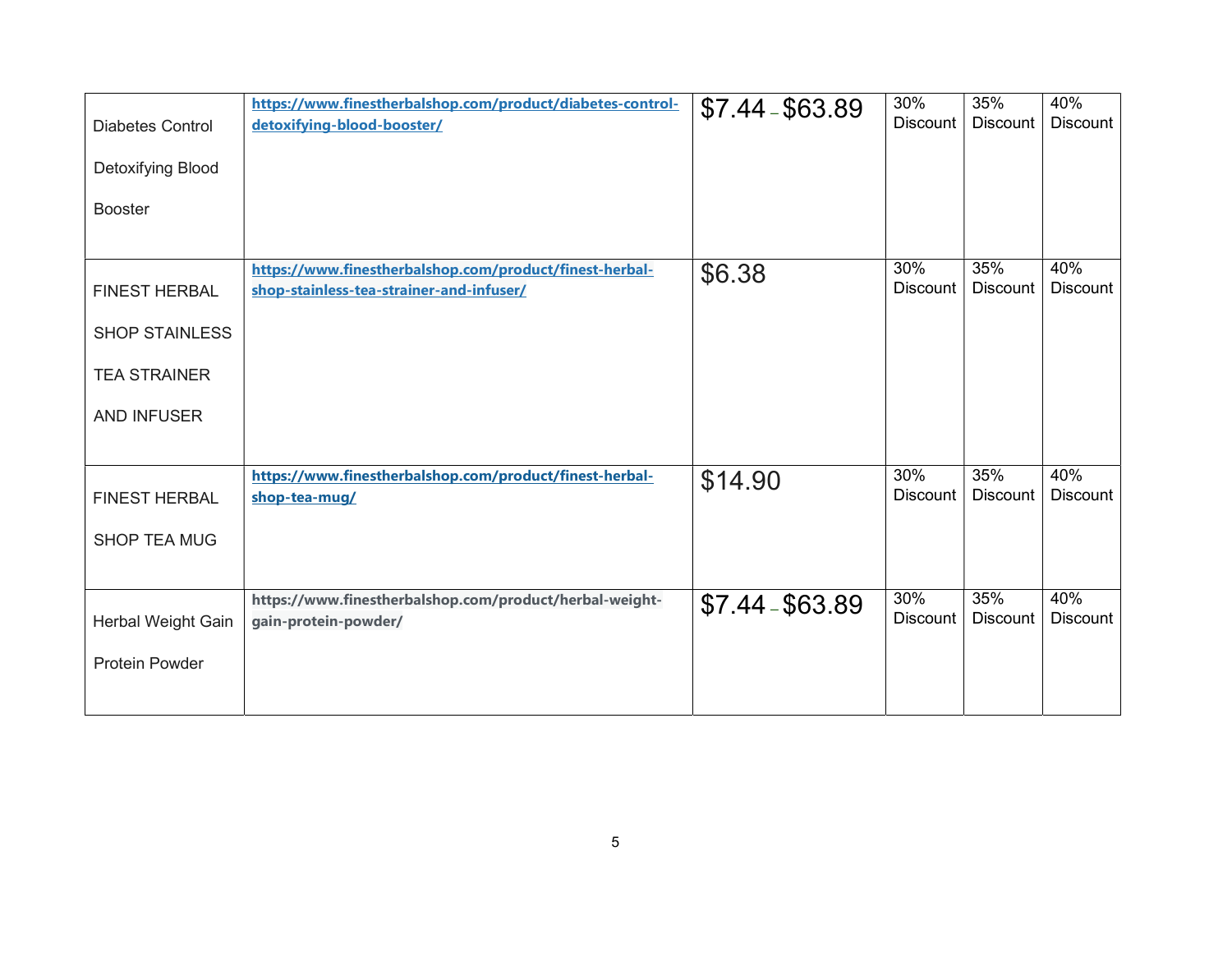| | | | | | |
|---|---|---|---|---|---|
| Diabetes Control Detoxifying Blood Booster | https://www.finestherbalshop.com/product/diabetes-control-detoxifying-blood-booster/ | $7.44 – $63.89 | 30% Discount | 35% Discount | 40% Discount |
| FINEST HERBAL SHOP STAINLESS TEA STRAINER AND INFUSER | https://www.finestherbalshop.com/product/finest-herbal-shop-stainless-tea-strainer-and-infuser/ | $6.38 | 30% Discount | 35% Discount | 40% Discount |
| FINEST HERBAL SHOP TEA MUG | https://www.finestherbalshop.com/product/finest-herbal-shop-tea-mug/ | $14.90 | 30% Discount | 35% Discount | 40% Discount |
| Herbal Weight Gain Protein Powder | https://www.finestherbalshop.com/product/herbal-weight-gain-protein-powder/ | $7.44 – $63.89 | 30% Discount | 35% Discount | 40% Discount |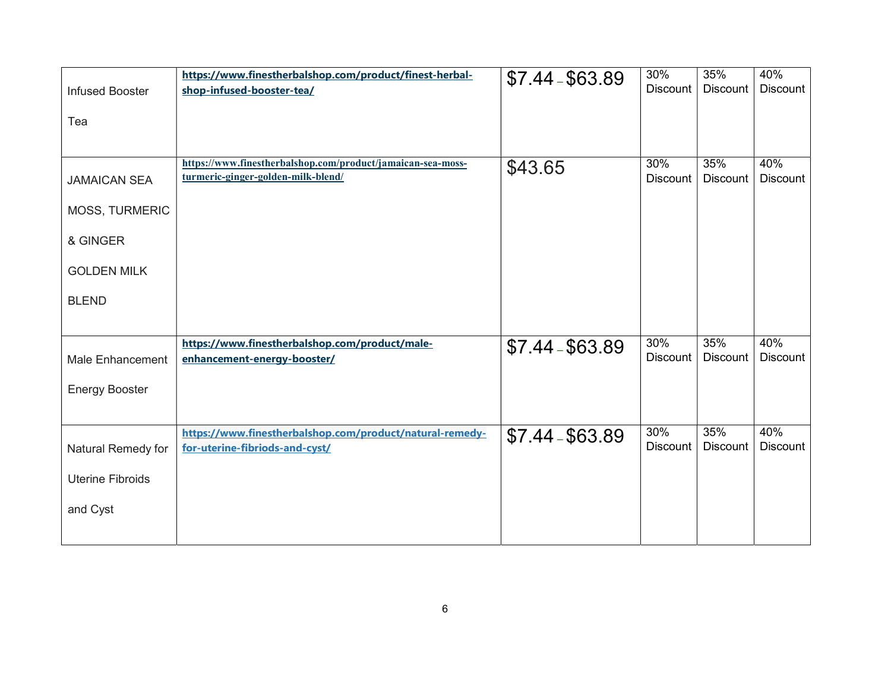| | | | | | |
|---|---|---|---|---|---|
| Infused Booster Tea | https://www.finestherbalshop.com/product/finest-herbal-shop-infused-booster-tea/ | $7.44 – $63.89 | 30% Discount | 35% Discount | 40% Discount |
| JAMAICAN SEA MOSS, TURMERIC & GINGER GOLDEN MILK BLEND | https://www.finestherbalshop.com/product/jamaican-sea-moss-turmeric-ginger-golden-milk-blend/ | $43.65 | 30% Discount | 35% Discount | 40% Discount |
| Male Enhancement Energy Booster | https://www.finestherbalshop.com/product/male-enhancement-energy-booster/ | $7.44 – $63.89 | 30% Discount | 35% Discount | 40% Discount |
| Natural Remedy for Uterine Fibroids and Cyst | https://www.finestherbalshop.com/product/natural-remedy-for-uterine-fibriods-and-cyst/ | $7.44 – $63.89 | 30% Discount | 35% Discount | 40% Discount |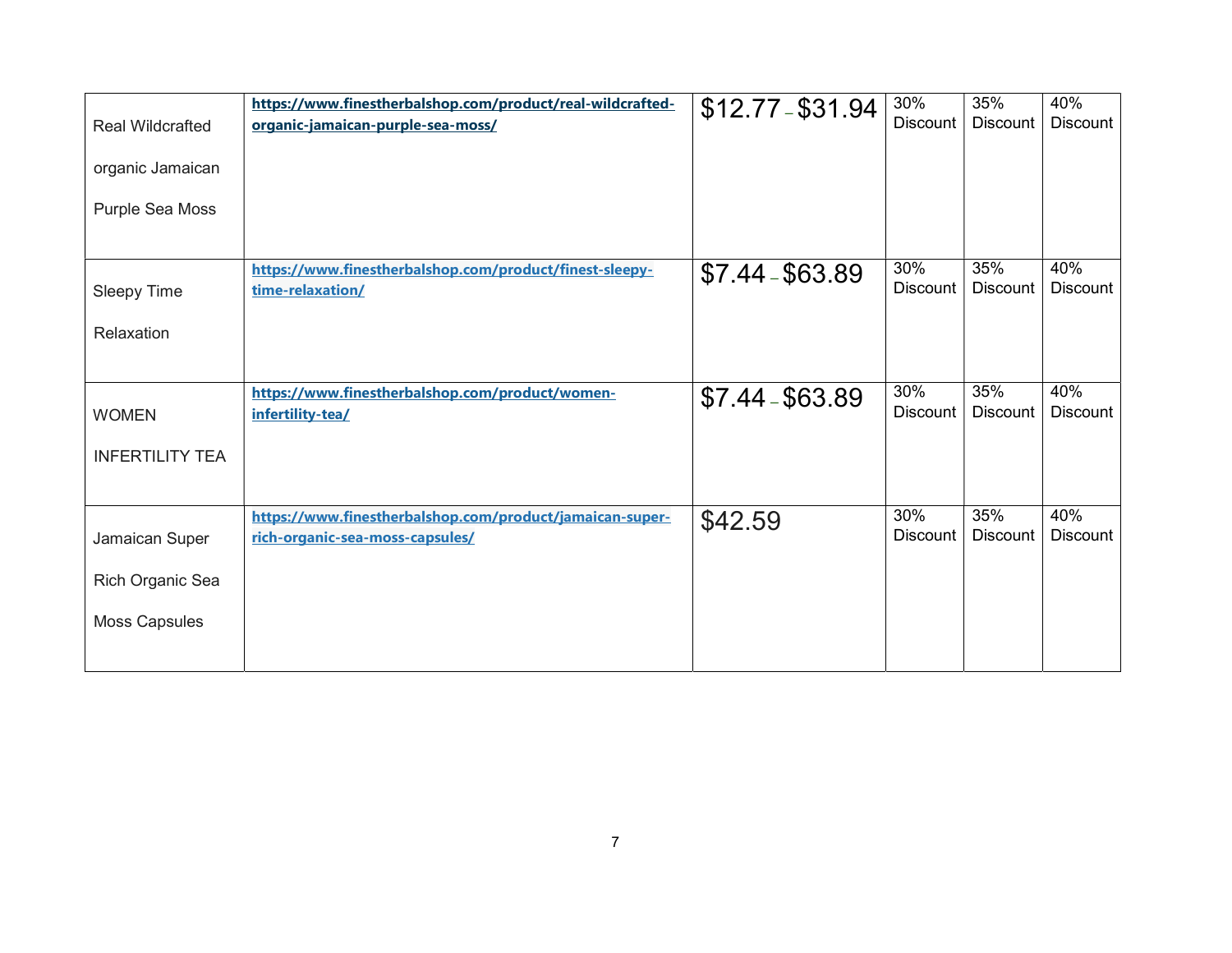| | | | | | |
|---|---|---|---|---|---|
| Real Wildcrafted organic Jamaican Purple Sea Moss | https://www.finestherbalshop.com/product/real-wildcrafted-organic-jamaican-purple-sea-moss/ | $12.77 – $31.94 | 30% Discount | 35% Discount | 40% Discount |
| Sleepy Time Relaxation | https://www.finestherbalshop.com/product/finest-sleepy-time-relaxation/ | $7.44 – $63.89 | 30% Discount | 35% Discount | 40% Discount |
| WOMEN INFERTILITY TEA | https://www.finestherbalshop.com/product/women-infertility-tea/ | $7.44 – $63.89 | 30% Discount | 35% Discount | 40% Discount |
| Jamaican Super Rich Organic Sea Moss Capsules | https://www.finestherbalshop.com/product/jamaican-super-rich-organic-sea-moss-capsules/ | $42.59 | 30% Discount | 35% Discount | 40% Discount |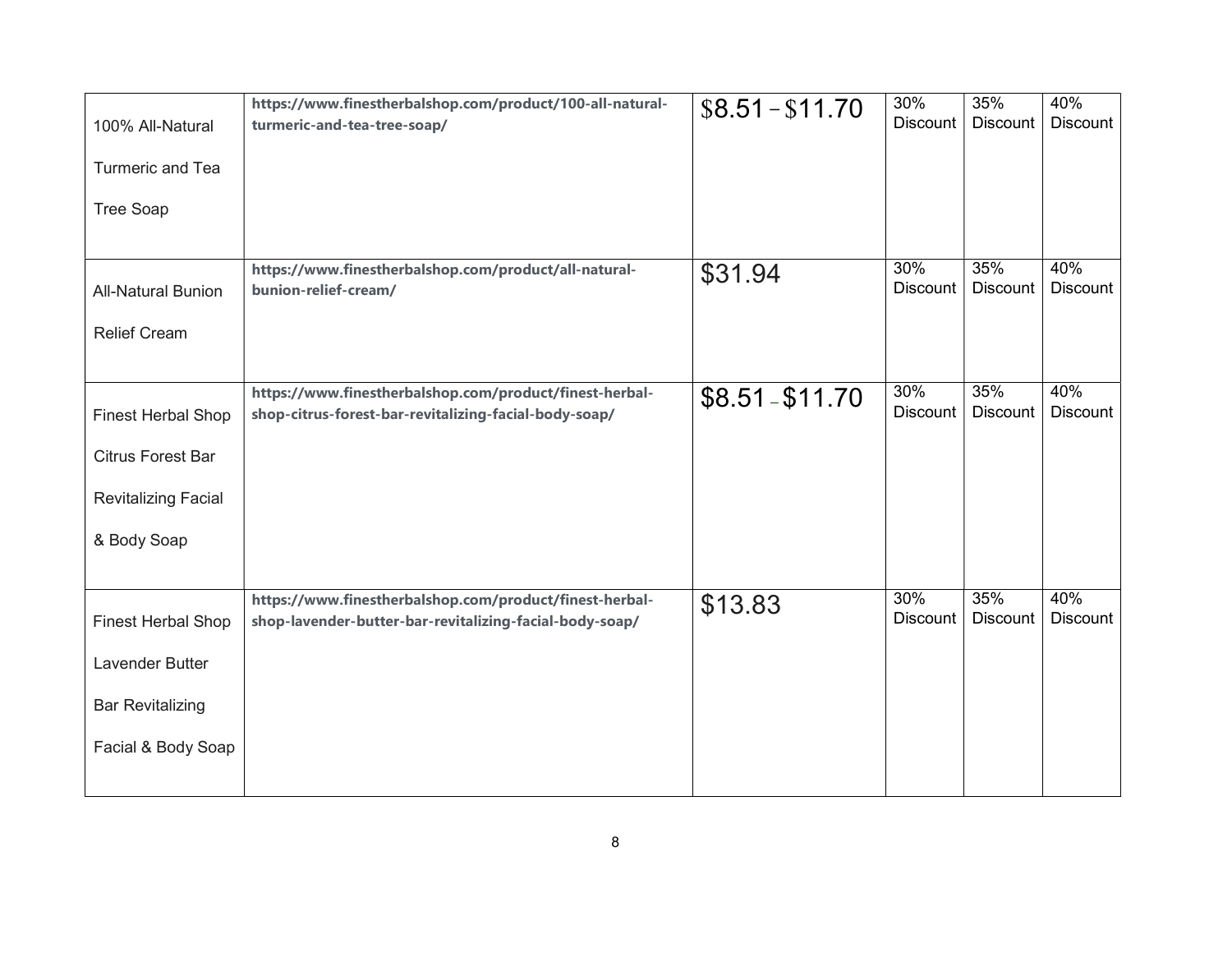| | | | | | |
|---|---|---|---|---|---|
| 100% All-Natural Turmeric and Tea Tree Soap | **https://www.finestherbalshop.com/product/100-all-natural-turmeric-and-tea-tree-soap/** | \$8.51 – \$11.70 | 30% Discount | 35% Discount | 40% Discount |
| All-Natural Bunion Relief Cream | **https://www.finestherbalshop.com/product/all-natural-bunion-relief-cream/** | \$31.94 | 30% Discount | 35% Discount | 40% Discount |
| Finest Herbal Shop Citrus Forest Bar Revitalizing Facial & Body Soap | **https://www.finestherbalshop.com/product/finest-herbal-shop-citrus-forest-bar-revitalizing-facial-body-soap/** | \$8.51 – \$11.70 | 30% Discount | 35% Discount | 40% Discount |
| Finest Herbal Shop Lavender Butter Bar Revitalizing Facial & Body Soap | **https://www.finestherbalshop.com/product/finest-herbal-shop-lavender-butter-bar-revitalizing-facial-body-soap/** | \$13.83 | 30% Discount | 35% Discount | 40% Discount |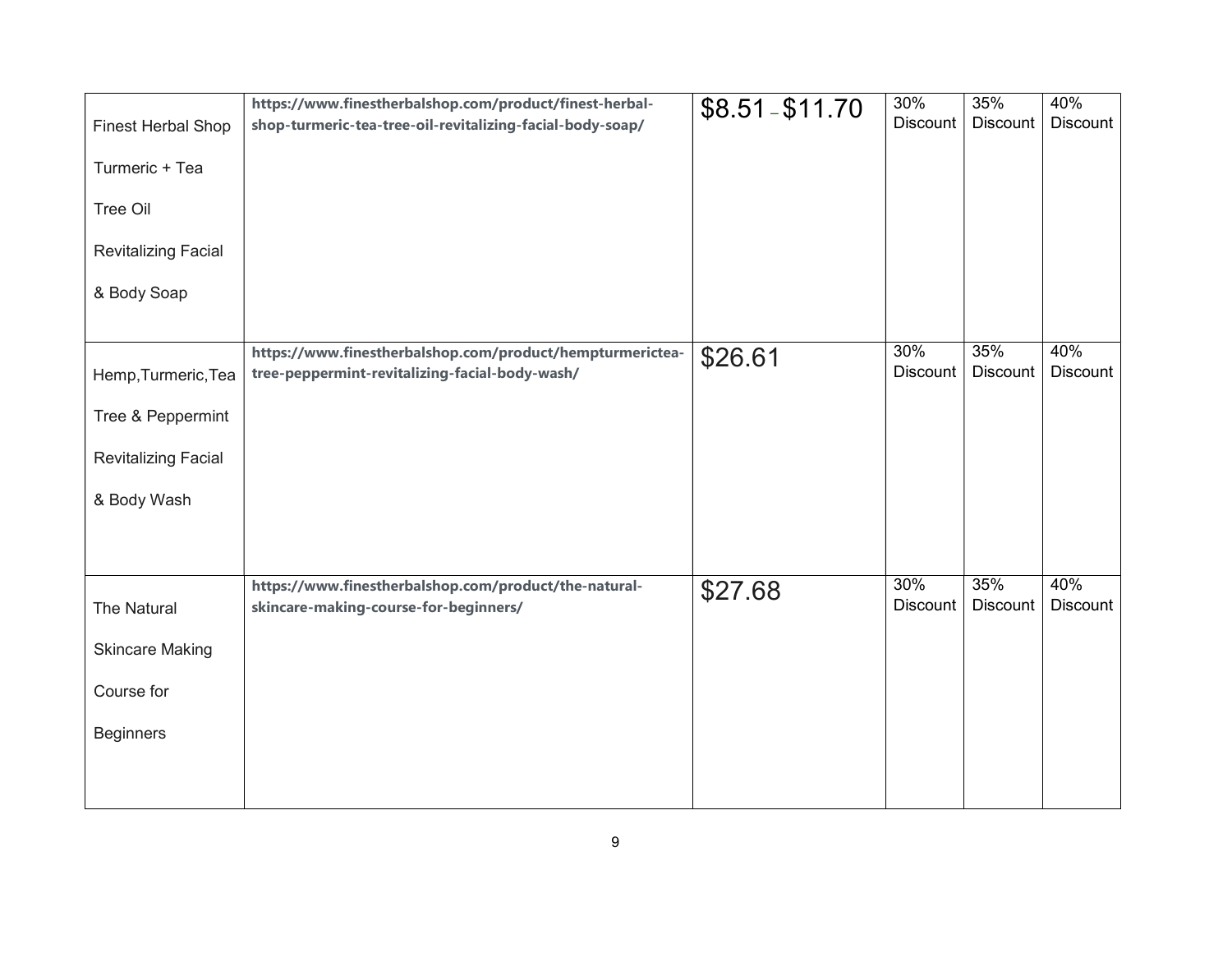| | | | | | |
|---|---|---|---|---|---|
| Finest Herbal Shop Turmeric + Tea Tree Oil Revitalizing Facial & Body Soap | **https://www.finestherbalshop.com/product/finest-herbal-shop-turmeric-tea-tree-oil-revitalizing-facial-body-soap/** | $8.51 – $11.70 | 30% Discount | 35% Discount | 40% Discount |
| Hemp,Turmeric,Tea Tree & Peppermint Revitalizing Facial & Body Wash | **https://www.finestherbalshop.com/product/hempturmerictea-tree-peppermint-revitalizing-facial-body-wash/** | $26.61 | 30% Discount | 35% Discount | 40% Discount |
| The Natural Skincare Making Course for Beginners | **https://www.finestherbalshop.com/product/the-natural-skincare-making-course-for-beginners/** | $27.68 | 30% Discount | 35% Discount | 40% Discount |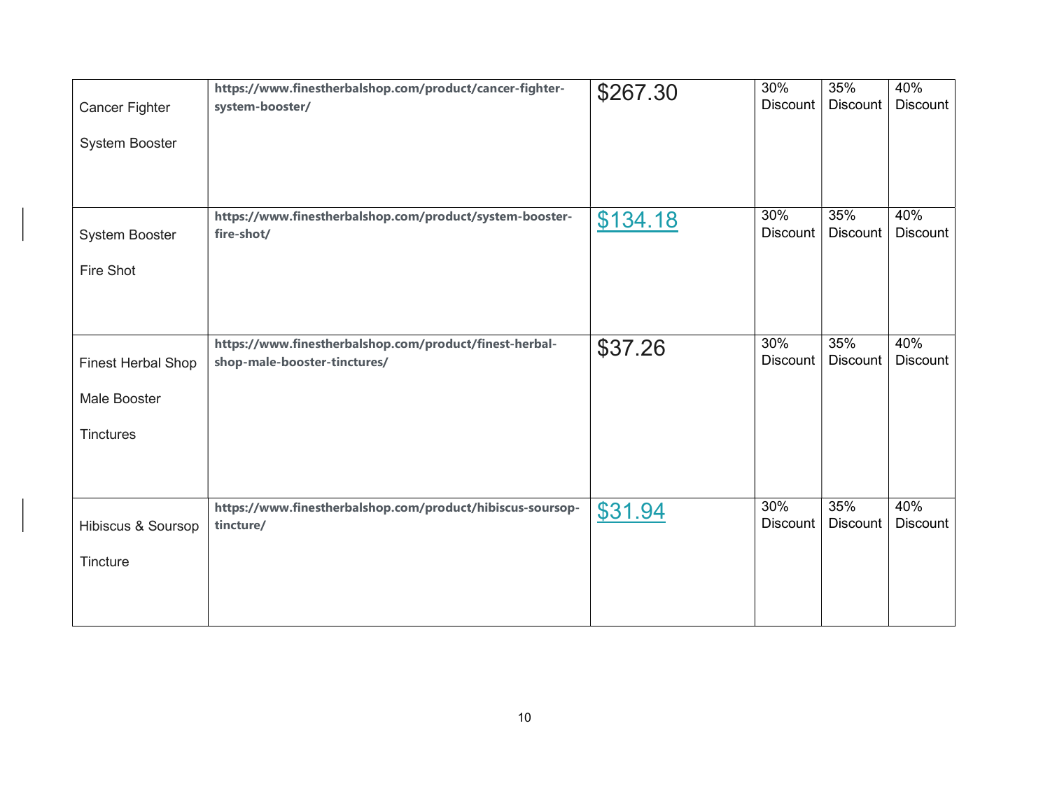| | | | | | |
|---|---|---|---|---|---|
| Cancer Fighter System Booster | **https://www.finestherbalshop.com/product/cancer-fighter-system-booster/** | $267.30 | 30% Discount | 35% Discount | 40% Discount |
| System Booster Fire Shot | **https://www.finestherbalshop.com/product/system-booster-fire-shot/** | $134.18 | 30% Discount | 35% Discount | 40% Discount |
| Finest Herbal Shop Male Booster Tinctures | **https://www.finestherbalshop.com/product/finest-herbal-shop-male-booster-tinctures/** | $37.26 | 30% Discount | 35% Discount | 40% Discount |
| Hibiscus & Soursop Tincture | **https://www.finestherbalshop.com/product/hibiscus-soursop-tincture/** | $31.94 | 30% Discount | 35% Discount | 40% Discount |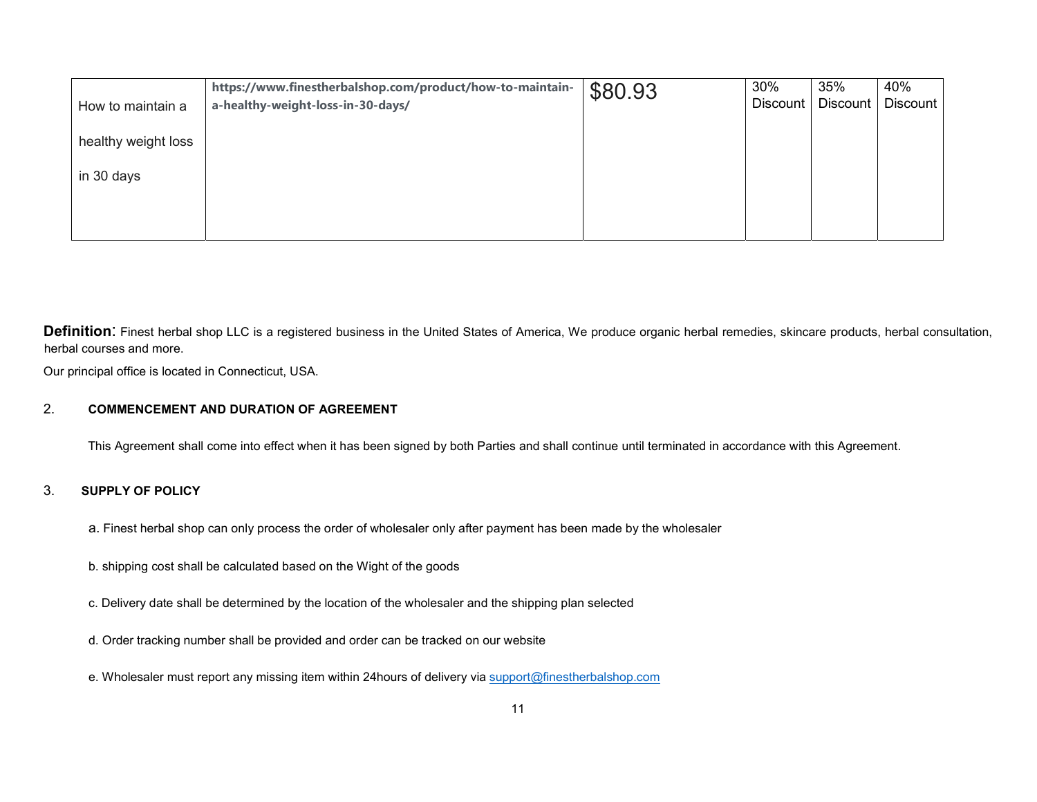| | | | | | |
|---|---|---|---|---|---|
| How to maintain a healthy weight loss in 30 days | **https://www.finestherbalshop.com/product/how-to-maintain-a-healthy-weight-loss-in-30-days/** | $80.93 | 30% Discount | 35% Discount | 40% Discount |

**Definition**: Finest herbal shop LLC is a registered business in the United States of America, We produce organic herbal remedies, skincare products, herbal consultation, herbal courses and more.

Our principal office is located in Connecticut, USA.

## 2. COMMENCEMENT AND DURATION OF AGREEMENT

This Agreement shall come into effect when it has been signed by both Parties and shall continue until terminated in accordance with this Agreement.

## 3. SUPPLY OF POLICY

a. Finest herbal shop can only process the order of wholesaler only after payment has been made by the wholesaler

b. shipping cost shall be calculated based on the Wight of the goods

c. Delivery date shall be determined by the location of the wholesaler and the shipping plan selected

d. Order tracking number shall be provided and order can be tracked on our website

e. Wholesaler must report any missing item within 24hours of delivery via support@finestherbalshop.com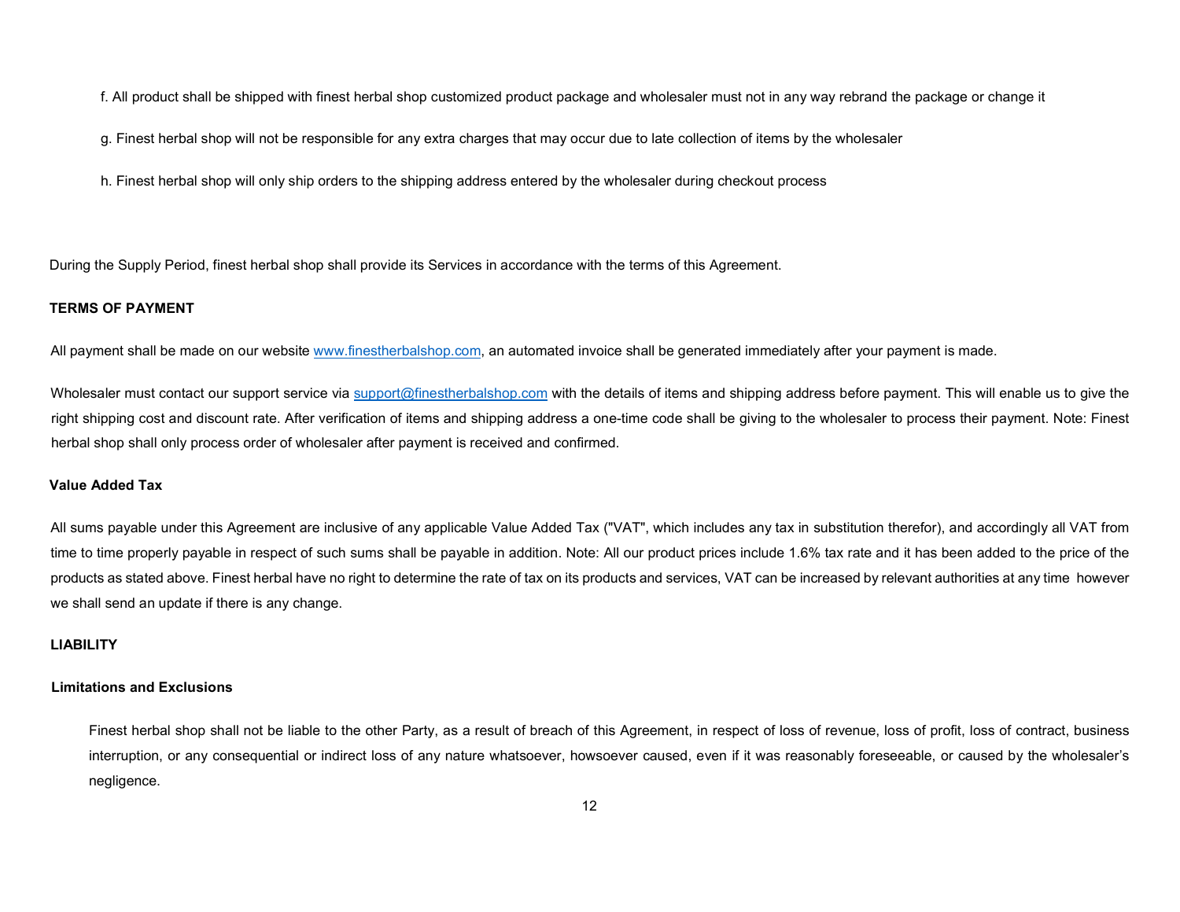f. All product shall be shipped with finest herbal shop customized product package and wholesaler must not in any way rebrand the package or change it

g. Finest herbal shop will not be responsible for any extra charges that may occur due to late collection of items by the wholesaler

h. Finest herbal shop will only ship orders to the shipping address entered by the wholesaler during checkout process

During the Supply Period, finest herbal shop shall provide its Services in accordance with the terms of this Agreement.

**TERMS OF PAYMENT**

All payment shall be made on our website www.finestherbalshop.com, an automated invoice shall be generated immediately after your payment is made.

Wholesaler must contact our support service via support@finestherbalshop.com with the details of items and shipping address before payment. This will enable us to give the right shipping cost and discount rate. After verification of items and shipping address a one-time code shall be giving to the wholesaler to process their payment. Note: Finest herbal shop shall only process order of wholesaler after payment is received and confirmed.

**Value Added Tax**

All sums payable under this Agreement are inclusive of any applicable Value Added Tax ("VAT", which includes any tax in substitution therefor), and accordingly all VAT from time to time properly payable in respect of such sums shall be payable in addition. Note: All our product prices include 1.6% tax rate and it has been added to the price of the products as stated above. Finest herbal have no right to determine the rate of tax on its products and services, VAT can be increased by relevant authorities at any time however we shall send an update if there is any change.

**LIABILITY**

**Limitations and Exclusions**

Finest herbal shop shall not be liable to the other Party, as a result of breach of this Agreement, in respect of loss of revenue, loss of profit, loss of contract, business interruption, or any consequential or indirect loss of any nature whatsoever, howsoever caused, even if it was reasonably foreseeable, or caused by the wholesaler's negligence.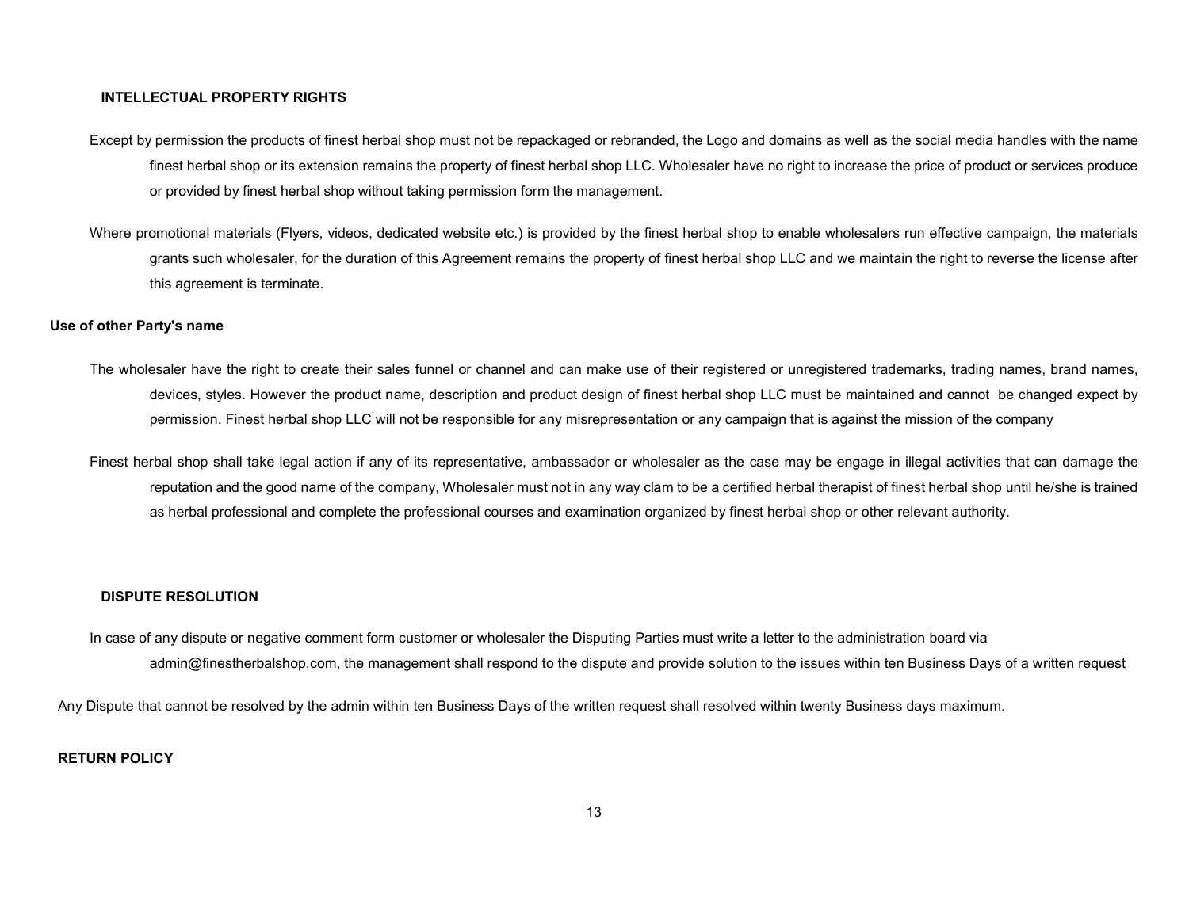## INTELLECTUAL PROPERTY RIGHTS

Except by permission the products of finest herbal shop must not be repackaged or rebranded, the Logo and domains as well as the social media handles with the name finest herbal shop or its extension remains the property of finest herbal shop LLC. Wholesaler have no right to increase the price of product or services produce or provided by finest herbal shop without taking permission form the management.

Where promotional materials (Flyers, videos, dedicated website etc.) is provided by the finest herbal shop to enable wholesalers run effective campaign, the materials grants such wholesaler, for the duration of this Agreement remains the property of finest herbal shop LLC and we maintain the right to reverse the license after this agreement is terminate.

## Use of other Party's name

The wholesaler have the right to create their sales funnel or channel and can make use of their registered or unregistered trademarks, trading names, brand names, devices, styles. However the product name, description and product design of finest herbal shop LLC must be maintained and cannot be changed expect by permission. Finest herbal shop LLC will not be responsible for any misrepresentation or any campaign that is against the mission of the company

Finest herbal shop shall take legal action if any of its representative, ambassador or wholesaler as the case may be engage in illegal activities that can damage the reputation and the good name of the company, Wholesaler must not in any way clam to be a certified herbal therapist of finest herbal shop until he/she is trained as herbal professional and complete the professional courses and examination organized by finest herbal shop or other relevant authority.

## DISPUTE RESOLUTION

In case of any dispute or negative comment form customer or wholesaler the Disputing Parties must write a letter to the administration board via admin@finestherbalshop.com, the management shall respond to the dispute and provide solution to the issues within ten Business Days of a written request

Any Dispute that cannot be resolved by the admin within ten Business Days of the written request shall resolved within twenty Business days maximum.

## RETURN POLICY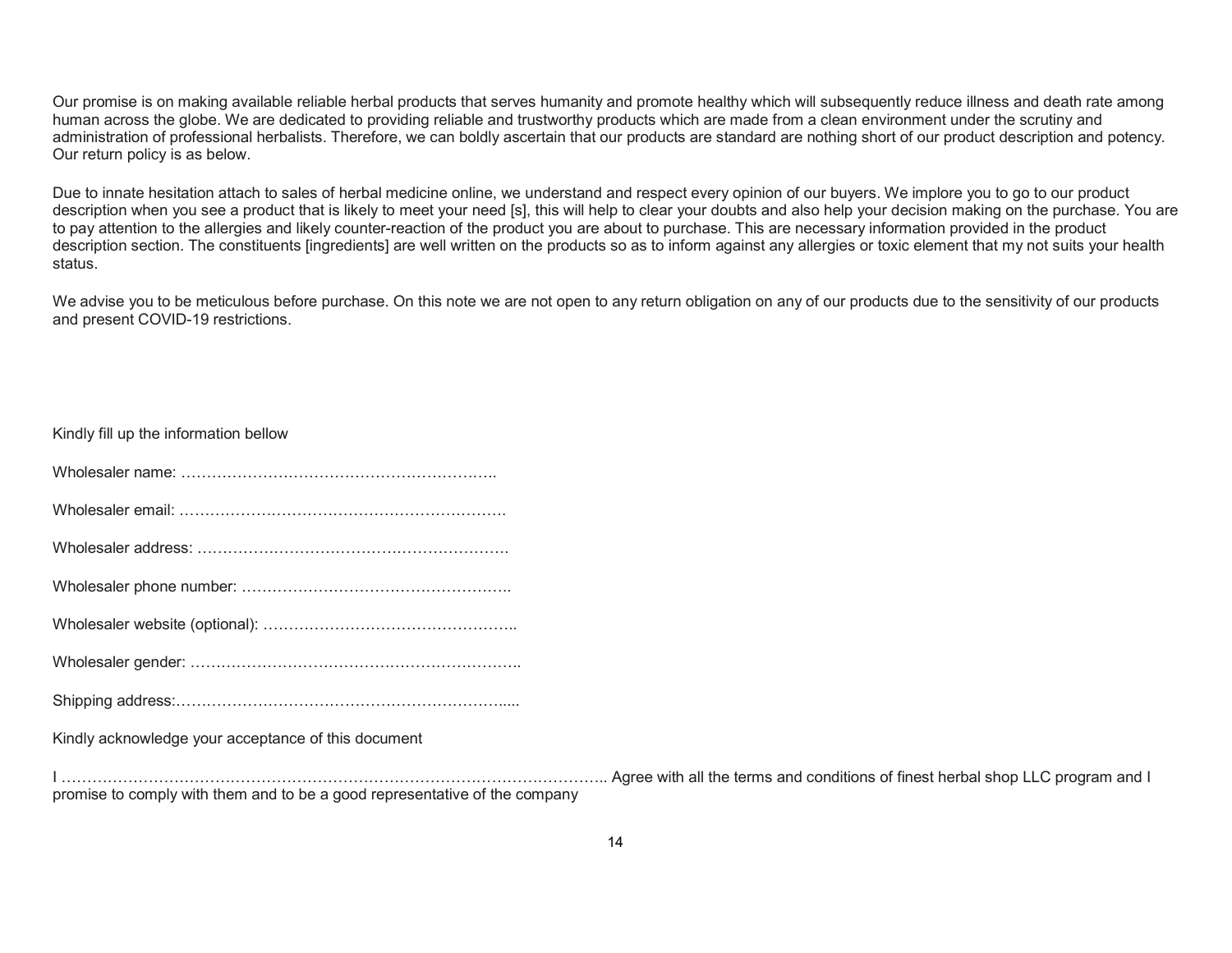Our promise is on making available reliable herbal products that serves humanity and promote healthy which will subsequently reduce illness and death rate among human across the globe. We are dedicated to providing reliable and trustworthy products which are made from a clean environment under the scrutiny and administration of professional herbalists. Therefore, we can boldly ascertain that our products are standard are nothing short of our product description and potency. Our return policy is as below.

Due to innate hesitation attach to sales of herbal medicine online, we understand and respect every opinion of our buyers. We implore you to go to our product description when you see a product that is likely to meet your need [s], this will help to clear your doubts and also help your decision making on the purchase. You are to pay attention to the allergies and likely counter-reaction of the product you are about to purchase. This are necessary information provided in the product description section. The constituents [ingredients] are well written on the products so as to inform against any allergies or toxic element that my not suits your health status.

We advise you to be meticulous before purchase. On this note we are not open to any return obligation on any of our products due to the sensitivity of our products and present COVID-19 restrictions.

Kindly fill up the information bellow

Wholesaler name: ……………………………………………………..

Wholesaler email: ……………………………………………………….

Wholesaler address: ……………………………………………………

Wholesaler phone number: ……………………………………………..

Wholesaler website (optional): …………………………………………..

Wholesaler gender: ………………………………………………………..

Shipping address:…………………………………………………………....

Kindly acknowledge your acceptance of this document

I ……………………………………………………………………………………….. Agree with all the terms and conditions of finest herbal shop LLC program and I promise to comply with them and to be a good representative of the company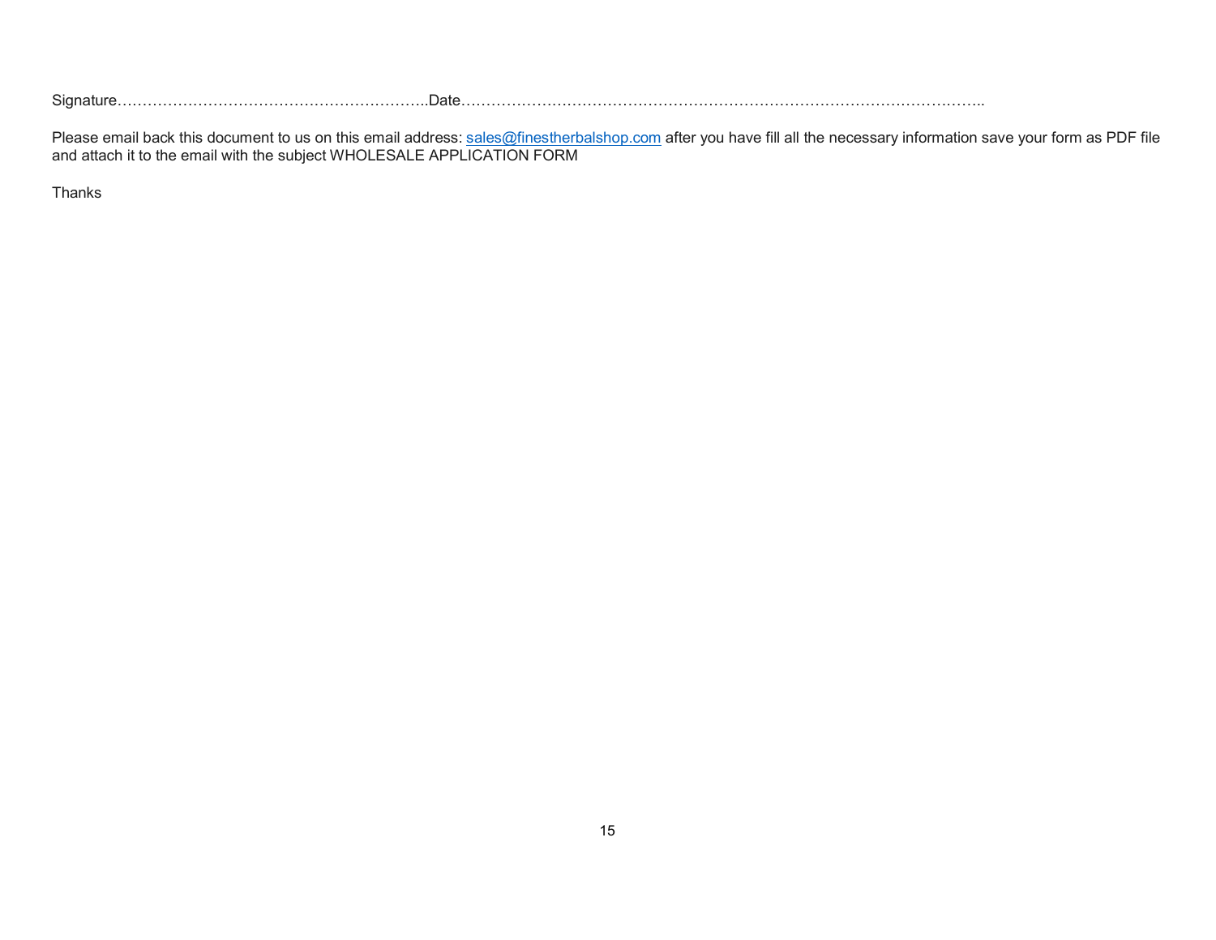Signature……………………………………………………..Date……………………………………………………………………………………………..

Please email back this document to us on this email address: sales@finestherbalshop.com after you have fill all the necessary information save your form as PDF file and attach it to the email with the subject WHOLESALE APPLICATION FORM

Thanks